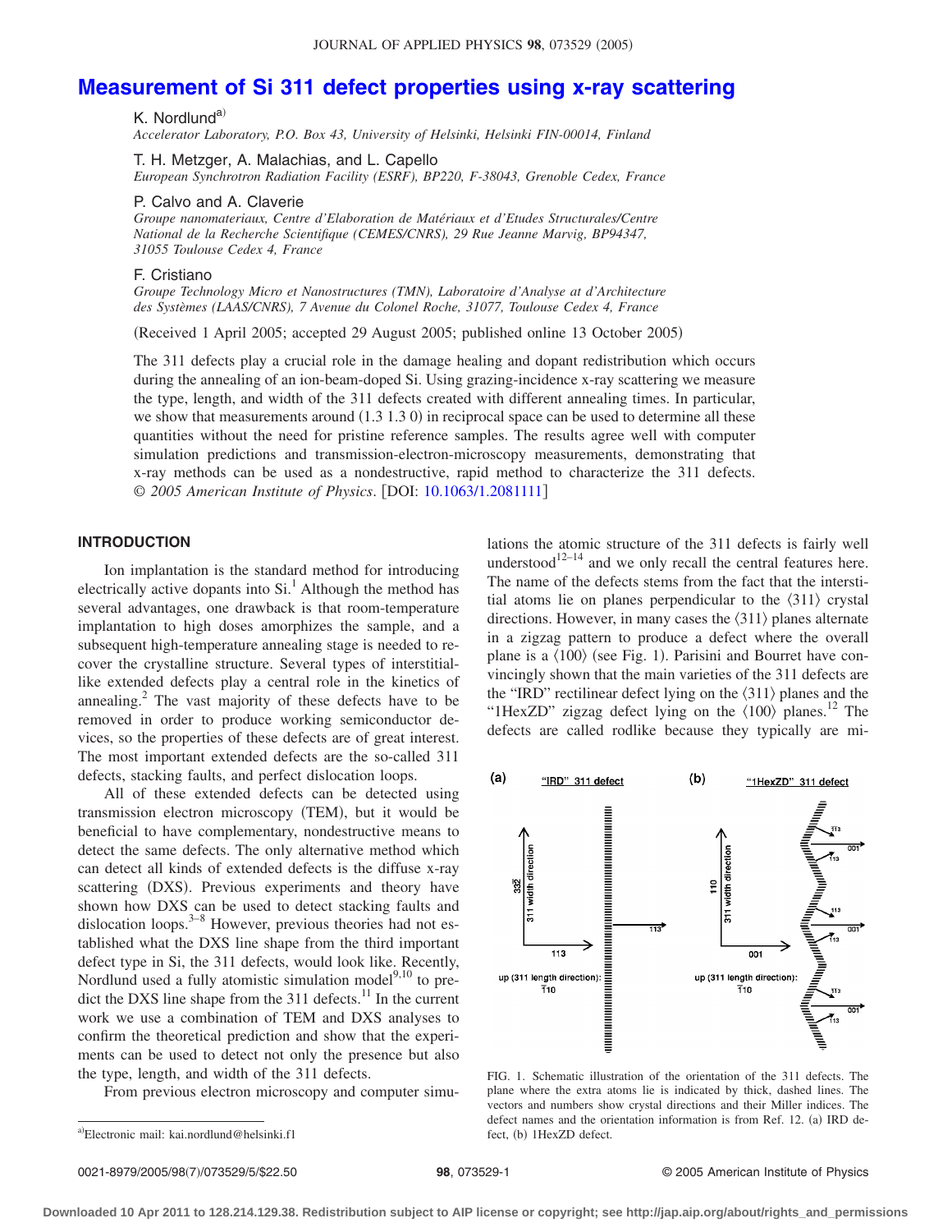# Measurement of Si 311 defect properties using x-ray scattering

K. Nordlund[a]
*Accelerator Laboratory, P.O. Box 43, University of Helsinki, Helsinki FIN-00014, Finland*

T. H. Metzger, A. Malachias, and L. Capello
*European Synchrotron Radiation Facility (ESRF), BP220, F-38043, Grenoble Cedex, France*

P. Calvo and A. Claverie
*Groupe nanomateriaux, Centre d'Elaboration de Matériaux et d'Etudes Structurales/Centre National de la Recherche Scientifique (CEMES/CNRS), 29 Rue Jeanne Marvig, BP94347, 31055 Toulouse Cedex 4, France*

F. Cristiano
*Groupe Technology Micro et Nanostructures (TMN), Laboratoire d'Analyse at d'Architecture des Systèmes (LAAS/CNRS), 7 Avenue du Colonel Roche, 31077, Toulouse Cedex 4, France*

(Received 1 April 2005; accepted 29 August 2005; published online 13 October 2005)

The 311 defects play a crucial role in the damage healing and dopant redistribution which occurs during the annealing of an ion-beam-doped Si. Using grazing-incidence x-ray scattering we measure the type, length, and width of the 311 defects created with different annealing times. In particular, we show that measurements around (1.3 1.3 0) in reciprocal space can be used to determine all these quantities without the need for pristine reference samples. The results agree well with computer simulation predictions and transmission-electron-microscopy measurements, demonstrating that x-ray methods can be used as a nondestructive, rapid method to characterize the 311 defects. © *2005 American Institute of Physics*. [DOI: 10.1063/1.2081111]

## INTRODUCTION

Ion implantation is the standard method for introducing electrically active dopants into Si.[1] Although the method has several advantages, one drawback is that room-temperature implantation to high doses amorphizes the sample, and a subsequent high-temperature annealing stage is needed to recover the crystalline structure. Several types of interstitial-like extended defects play a central role in the kinetics of annealing.[2] The vast majority of these defects have to be removed in order to produce working semiconductor devices, so the properties of these defects are of great interest. The most important extended defects are the so-called 311 defects, stacking faults, and perfect dislocation loops.

All of these extended defects can be detected using transmission electron microscopy (TEM), but it would be beneficial to have complementary, nondestructive means to detect the same defects. The only alternative method which can detect all kinds of extended defects is the diffuse x-ray scattering (DXS). Previous experiments and theory have shown how DXS can be used to detect stacking faults and dislocation loops.[3–8] However, previous theories had not established what the DXS line shape from the third important defect type in Si, the 311 defects, would look like. Recently, Nordlund used a fully atomistic simulation model[9,10] to predict the DXS line shape from the 311 defects.[11] In the current work we use a combination of TEM and DXS analyses to confirm the theoretical prediction and show that the experiments can be used to detect not only the presence but also the type, length, and width of the 311 defects.

From previous electron microscopy and computer simulations the atomic structure of the 311 defects is fairly well understood[12–14] and we only recall the central features here. The name of the defects stems from the fact that the interstitial atoms lie on planes perpendicular to the ⟨311⟩ crystal directions. However, in many cases the ⟨311⟩ planes alternate in a zigzag pattern to produce a defect where the overall plane is a ⟨100⟩ (see Fig. 1). Parisini and Bourret have convincingly shown that the main varieties of the 311 defects are the "IRD" rectilinear defect lying on the ⟨311⟩ planes and the "1HexZD" zigzag defect lying on the ⟨100⟩ planes.[12] The defects are called rodlike because they typically are mi-

FIG. 1. Schematic illustration of the orientation of the 311 defects. The plane where the extra atoms lie is indicated by thick, dashed lines. The vectors and numbers show crystal directions and their Miller indices. The defect names and the orientation information is from Ref. 12. (a) IRD defect, (b) 1HexZD defect.

[a]Electronic mail: kai.nordlund@helsinki.fi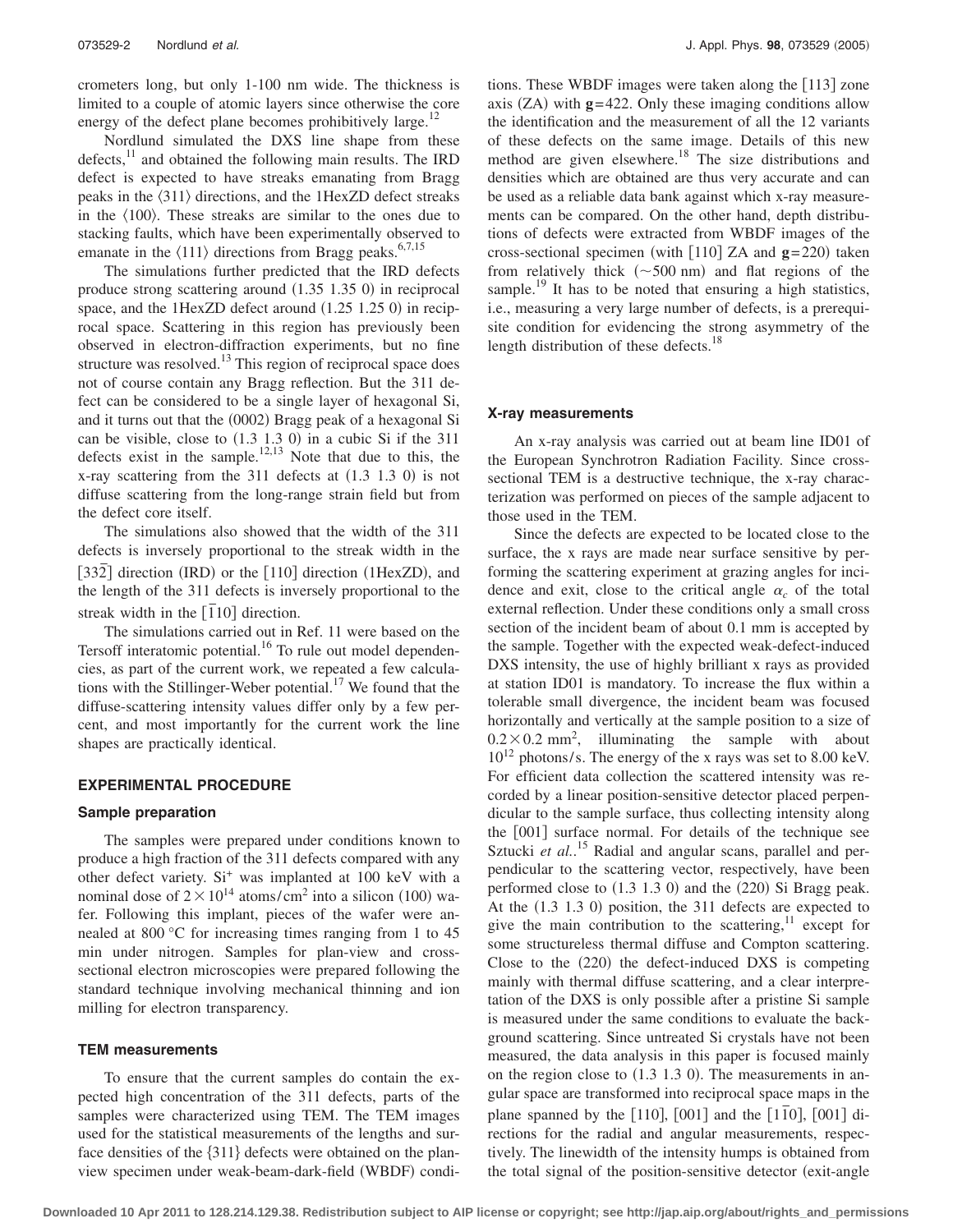crometers long, but only 1-100 nm wide. The thickness is limited to a couple of atomic layers since otherwise the core energy of the defect plane becomes prohibitively large.[12]

Nordlund simulated the DXS line shape from these defects,[11] and obtained the following main results. The IRD defect is expected to have streaks emanating from Bragg peaks in the ⟨311⟩ directions, and the 1HexZD defect streaks in the ⟨100⟩. These streaks are similar to the ones due to stacking faults, which have been experimentally observed to emanate in the ⟨111⟩ directions from Bragg peaks.[6,7,15]

The simulations further predicted that the IRD defects produce strong scattering around (1.35 1.35 0) in reciprocal space, and the 1HexZD defect around (1.25 1.25 0) in reciprocal space. Scattering in this region has previously been observed in electron-diffraction experiments, but no fine structure was resolved.[13] This region of reciprocal space does not of course contain any Bragg reflection. But the 311 defect can be considered to be a single layer of hexagonal Si, and it turns out that the (0002) Bragg peak of a hexagonal Si can be visible, close to (1.3 1.3 0) in a cubic Si if the 311 defects exist in the sample.[12,13] Note that due to this, the x-ray scattering from the 311 defects at (1.3 1.3 0) is not diffuse scattering from the long-range strain field but from the defect core itself.

The simulations also showed that the width of the 311 defects is inversely proportional to the streak width in the $[33\bar{2}]$ direction (IRD) or the [110] direction (1HexZD), and the length of the 311 defects is inversely proportional to the streak width in the $[\bar{1}10]$ direction.

The simulations carried out in Ref. 11 were based on the Tersoff interatomic potential.[16] To rule out model dependencies, as part of the current work, we repeated a few calculations with the Stillinger-Weber potential.[17] We found that the diffuse-scattering intensity values differ only by a few percent, and most importantly for the current work the line shapes are practically identical.

## EXPERIMENTAL PROCEDURE

### Sample preparation

The samples were prepared under conditions known to produce a high fraction of the 311 defects compared with any other defect variety. $Si^+$ was implanted at 100 keV with a nominal dose of $2\times10^{14}$ atoms/cm$^2$ into a silicon (100) wafer. Following this implant, pieces of the wafer were annealed at 800 °C for increasing times ranging from 1 to 45 min under nitrogen. Samples for plan-view and cross-sectional electron microscopies were prepared following the standard technique involving mechanical thinning and ion milling for electron transparency.

### TEM measurements

To ensure that the current samples do contain the expected high concentration of the 311 defects, parts of the samples were characterized using TEM. The TEM images used for the statistical measurements of the lengths and surface densities of the {311} defects were obtained on the plan-view specimen under weak-beam-dark-field (WBDF) conditions. These WBDF images were taken along the [113] zone axis (ZA) with **g**=422. Only these imaging conditions allow the identification and the measurement of all the 12 variants of these defects on the same image. Details of this new method are given elsewhere.[18] The size distributions and densities which are obtained are thus very accurate and can be used as a reliable data bank against which x-ray measurements can be compared. On the other hand, depth distributions of defects were extracted from WBDF images of the cross-sectional specimen (with [110] ZA and **g**=220) taken from relatively thick (~500 nm) and flat regions of the sample.[19] It has to be noted that ensuring a high statistics, i.e., measuring a very large number of defects, is a prerequisite condition for evidencing the strong asymmetry of the length distribution of these defects.[18]

### X-ray measurements

An x-ray analysis was carried out at beam line ID01 of the European Synchrotron Radiation Facility. Since cross-sectional TEM is a destructive technique, the x-ray characterization was performed on pieces of the sample adjacent to those used in the TEM.

Since the defects are expected to be located close to the surface, the x rays are made near surface sensitive by performing the scattering experiment at grazing angles for incidence and exit, close to the critical angle $\alpha_c$ of the total external reflection. Under these conditions only a small cross section of the incident beam of about 0.1 mm is accepted by the sample. Together with the expected weak-defect-induced DXS intensity, the use of highly brilliant x rays as provided at station ID01 is mandatory. To increase the flux within a tolerable small divergence, the incident beam was focused horizontally and vertically at the sample position to a size of $0.2\times0.2$ mm$^2$, illuminating the sample with about $10^{12}$ photons/s. The energy of the x rays was set to 8.00 keV. For efficient data collection the scattered intensity was recorded by a linear position-sensitive detector placed perpendicular to the sample surface, thus collecting intensity along the [001] surface normal. For details of the technique see Sztucki *et al.*.[15] Radial and angular scans, parallel and perpendicular to the scattering vector, respectively, have been performed close to (1.3 1.3 0) and the (220) Si Bragg peak. At the (1.3 1.3 0) position, the 311 defects are expected to give the main contribution to the scattering,[11] except for some structureless thermal diffuse and Compton scattering. Close to the (220) the defect-induced DXS is competing mainly with thermal diffuse scattering, and a clear interpretation of the DXS is only possible after a pristine Si sample is measured under the same conditions to evaluate the background scattering. Since untreated Si crystals have not been measured, the data analysis in this paper is focused mainly on the region close to (1.3 1.3 0). The measurements in angular space are transformed into reciprocal space maps in the plane spanned by the [110], [001] and the $[1\bar{1}0]$, [001] directions for the radial and angular measurements, respectively. The linewidth of the intensity humps is obtained from the total signal of the position-sensitive detector (exit-angle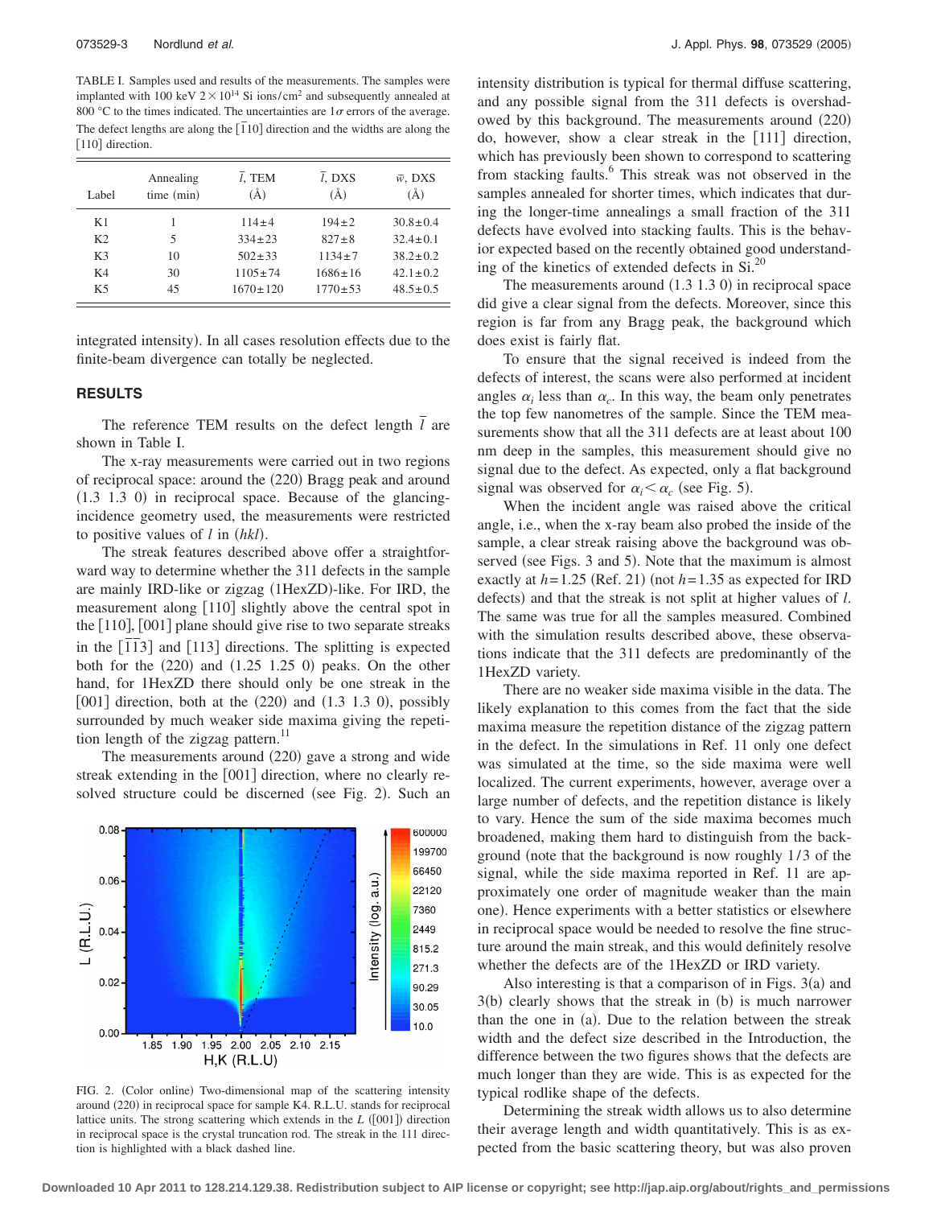TABLE I. Samples used and results of the measurements. The samples were implanted with 100 keV $2\times10^{14}$ Si ions/cm$^2$ and subsequently annealed at 800 °C to the times indicated. The uncertainties are $1\sigma$ errors of the average. The defect lengths are along the $[\bar{1}10]$ direction and the widths are along the $[110]$ direction.

| Label | Annealing time (min) | $\bar{l}$, TEM (Å) | $\bar{l}$, DXS (Å) | $\bar{w}$, DXS (Å) |
|---|---|---|---|---|
| K1 | 1 | $114\pm4$ | $194\pm2$ | $30.8\pm0.4$ |
| K2 | 5 | $334\pm23$ | $827\pm8$ | $32.4\pm0.1$ |
| K3 | 10 | $502\pm33$ | $1134\pm7$ | $38.2\pm0.2$ |
| K4 | 30 | $1105\pm74$ | $1686\pm16$ | $42.1\pm0.2$ |
| K5 | 45 | $1670\pm120$ | $1770\pm53$ | $48.5\pm0.5$ |

integrated intensity). In all cases resolution effects due to the finite-beam divergence can totally be neglected.

## RESULTS

The reference TEM results on the defect length $\bar{l}$ are shown in Table I.

The x-ray measurements were carried out in two regions of reciprocal space: around the (220) Bragg peak and around (1.3 1.3 0) in reciprocal space. Because of the glancing-incidence geometry used, the measurements were restricted to positive values of $l$ in $(hkl)$.

The streak features described above offer a straightforward way to determine whether the 311 defects in the sample are mainly IRD-like or zigzag (1HexZD)-like. For IRD, the measurement along [110] slightly above the central spot in the [110], [001] plane should give rise to two separate streaks in the $[\bar{1}\bar{1}3]$ and [113] directions. The splitting is expected both for the (220) and (1.25 1.25 0) peaks. On the other hand, for 1HexZD there should only be one streak in the [001] direction, both at the (220) and (1.3 1.3 0), possibly surrounded by much weaker side maxima giving the repetition length of the zigzag pattern.[11]

The measurements around (220) gave a strong and wide streak extending in the [001] direction, where no clearly resolved structure could be discerned (see Fig. 2). Such an intensity distribution is typical for thermal diffuse scattering, and any possible signal from the 311 defects is overshadowed by this background. The measurements around (220) do, however, show a clear streak in the [111] direction, which has previously been shown to correspond to scattering from stacking faults.[6] This streak was not observed in the samples annealed for shorter times, which indicates that during the longer-time annealings a small fraction of the 311 defects have evolved into stacking faults. This is the behavior expected based on the recently obtained good understanding of the kinetics of extended defects in Si.[20]

FIG. 2. (Color online) Two-dimensional map of the scattering intensity around (220) in reciprocal space for sample K4. R.L.U. stands for reciprocal lattice units. The strong scattering which extends in the $L$ ([001]) direction in reciprocal space is the crystal truncation rod. The streak in the 111 direction is highlighted with a black dashed line.

The measurements around (1.3 1.3 0) in reciprocal space did give a clear signal from the defects. Moreover, since this region is far from any Bragg peak, the background which does exist is fairly flat.

To ensure that the signal received is indeed from the defects of interest, the scans were also performed at incident angles $\alpha_i$ less than $\alpha_c$. In this way, the beam only penetrates the top few nanometres of the sample. Since the TEM measurements show that all the 311 defects are at least about 100 nm deep in the samples, this measurement should give no signal due to the defect. As expected, only a flat background signal was observed for $\alpha_i<\alpha_c$ (see Fig. 5).

When the incident angle was raised above the critical angle, i.e., when the x-ray beam also probed the inside of the sample, a clear streak raising above the background was observed (see Figs. 3 and 5). Note that the maximum is almost exactly at $h=1.25$ (Ref. 21) (not $h=1.35$ as expected for IRD defects) and that the streak is not split at higher values of $l$. The same was true for all the samples measured. Combined with the simulation results described above, these observations indicate that the 311 defects are predominantly of the 1HexZD variety.

There are no weaker side maxima visible in the data. The likely explanation to this comes from the fact that the side maxima measure the repetition distance of the zigzag pattern in the defect. In the simulations in Ref. 11 only one defect was simulated at the time, so the side maxima were well localized. The current experiments, however, average over a large number of defects, and the repetition distance is likely to vary. Hence the sum of the side maxima becomes much broadened, making them hard to distinguish from the background (note that the background is now roughly 1/3 of the signal, while the side maxima reported in Ref. 11 are approximately one order of magnitude weaker than the main one). Hence experiments with a better statistics or elsewhere in reciprocal space would be needed to resolve the fine structure around the main streak, and this would definitely resolve whether the defects are of the 1HexZD or IRD variety.

Also interesting is that a comparison of in Figs. 3(a) and 3(b) clearly shows that the streak in (b) is much narrower than the one in (a). Due to the relation between the streak width and the defect size described in the Introduction, the difference between the two figures shows that the defects are much longer than they are wide. This is as expected for the typical rodlike shape of the defects.

Determining the streak width allows us to also determine their average length and width quantitatively. This is as expected from the basic scattering theory, but was also proven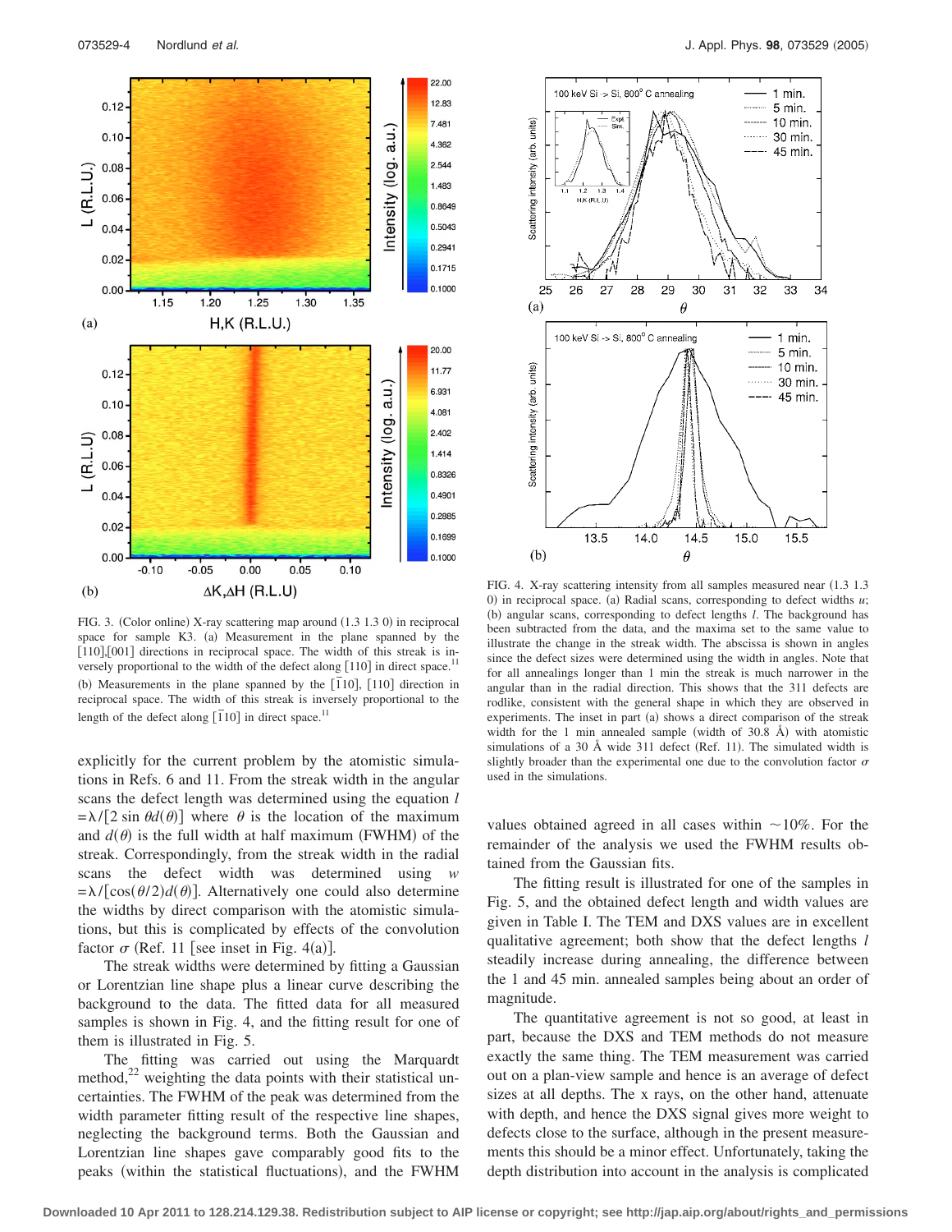FIG. 3. (Color online) X-ray scattering map around (1.3 1.3 0) in reciprocal space for sample K3. (a) Measurement in the plane spanned by the [110],[001] directions in reciprocal space. The width of this streak is inversely proportional to the width of the defect along [110] in direct space.[11] (b) Measurements in the plane spanned by the [$\bar{1}$10], [110] direction in reciprocal space. The width of this streak is inversely proportional to the length of the defect along [$\bar{1}$10] in direct space.[11]

FIG. 4. X-ray scattering intensity from all samples measured near (1.3 1.3 0) in reciprocal space. (a) Radial scans, corresponding to defect widths $u$; (b) angular scans, corresponding to defect lengths $l$. The background has been subtracted from the data, and the maxima set to the same value to illustrate the change in the streak width. The abscissa is shown in angles since the defect sizes were determined using the width in angles. Note that for all annealings longer than 1 min the streak is much narrower in the angular than in the radial direction. This shows that the 311 defects are rodlike, consistent with the general shape in which they are observed in experiments. The inset in part (a) shows a direct comparison of the streak width for the 1 min annealed sample (width of 30.8 Å) with atomistic simulations of a 30 Å wide 311 defect (Ref. 11). The simulated width is slightly broader than the experimental one due to the convolution factor $\sigma$ used in the simulations.

explicitly for the current problem by the atomistic simulations in Refs. 6 and 11. From the streak width in the angular scans the defect length was determined using the equation $l = \lambda/[2 \sin \theta d(\theta)]$ where $\theta$ is the location of the maximum and $d(\theta)$ is the full width at half maximum (FWHM) of the streak. Correspondingly, from the streak width in the radial scans the defect width was determined using $w = \lambda/[\cos(\theta/2)d(\theta)]$. Alternatively one could also determine the widths by direct comparison with the atomistic simulations, but this is complicated by effects of the convolution factor $\sigma$ (Ref. 11 [see inset in Fig. 4(a)].

The streak widths were determined by fitting a Gaussian or Lorentzian line shape plus a linear curve describing the background to the data. The fitted data for all measured samples is shown in Fig. 4, and the fitting result for one of them is illustrated in Fig. 5.

The fitting was carried out using the Marquardt method,[22] weighting the data points with their statistical uncertainties. The FWHM of the peak was determined from the width parameter fitting result of the respective line shapes, neglecting the background terms. Both the Gaussian and Lorentzian line shapes gave comparably good fits to the peaks (within the statistical fluctuations), and the FWHM values obtained agreed in all cases within ~10%. For the remainder of the analysis we used the FWHM results obtained from the Gaussian fits.

The fitting result is illustrated for one of the samples in Fig. 5, and the obtained defect length and width values are given in Table I. The TEM and DXS values are in excellent qualitative agreement; both show that the defect lengths $l$ steadily increase during annealing, the difference between the 1 and 45 min. annealed samples being about an order of magnitude.

The quantitative agreement is not so good, at least in part, because the DXS and TEM methods do not measure exactly the same thing. The TEM measurement was carried out on a plan-view sample and hence is an average of defect sizes at all depths. The x rays, on the other hand, attenuate with depth, and hence the DXS signal gives more weight to defects close to the surface, although in the present measurements this should be a minor effect. Unfortunately, taking the depth distribution into account in the analysis is complicated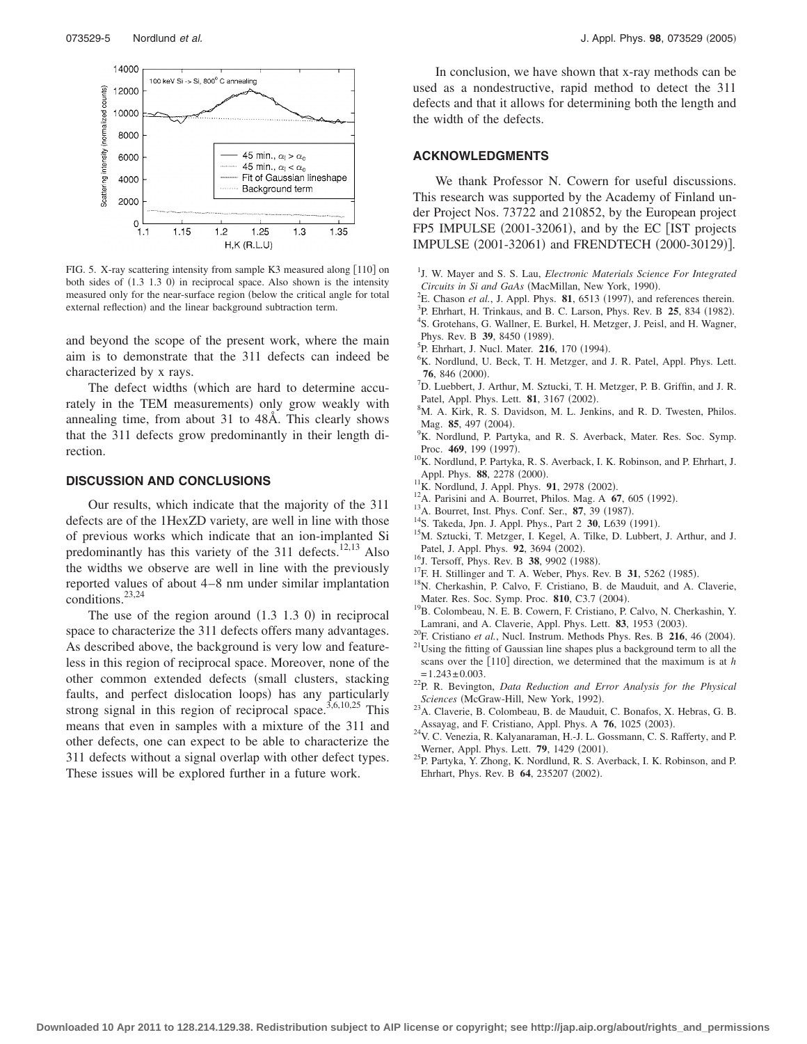100 keV Si -> Si, 800° C annealing

Scattering intensity (normalized counts)

14000
12000
10000
8000
6000
4000
2000
0

45 min., $\alpha_i > \alpha_c$
45 min., $\alpha_i < \alpha_c$
Fit of Gaussian lineshape
Background term

1.1 1.15 1.2 1.25 1.3 1.35

H,K (R.L.U)

FIG. 5. X-ray scattering intensity from sample K3 measured along [110] on both sides of (1.3 1.3 0) in reciprocal space. Also shown is the intensity measured only for the near-surface region (below the critical angle for total external reflection) and the linear background subtraction term.

and beyond the scope of the present work, where the main aim is to demonstrate that the 311 defects can indeed be characterized by x rays.

The defect widths (which are hard to determine accurately in the TEM measurements) only grow weakly with annealing time, from about 31 to 48Å. This clearly shows that the 311 defects grow predominantly in their length direction.

## DISCUSSION AND CONCLUSIONS

Our results, which indicate that the majority of the 311 defects are of the 1HexZD variety, are well in line with those of previous works which indicate that an ion-implanted Si predominantly has this variety of the 311 defects.[12,13] Also the widths we observe are well in line with the previously reported values of about 4–8 nm under similar implantation conditions.[23,24]

The use of the region around (1.3 1.3 0) in reciprocal space to characterize the 311 defects offers many advantages. As described above, the background is very low and featureless in this region of reciprocal space. Moreover, none of the other common extended defects (small clusters, stacking faults, and perfect dislocation loops) has any particularly strong signal in this region of reciprocal space.[3,6,10,25] This means that even in samples with a mixture of the 311 and other defects, one can expect to be able to characterize the 311 defects without a signal overlap with other defect types. These issues will be explored further in a future work.

In conclusion, we have shown that x-ray methods can be used as a nondestructive, rapid method to detect the 311 defects and that it allows for determining both the length and the width of the defects.

## ACKNOWLEDGMENTS

We thank Professor N. Cowern for useful discussions. This research was supported by the Academy of Finland under Project Nos. 73722 and 210852, by the European project FP5 IMPULSE (2001-32061), and by the EC [IST projects IMPULSE (2001-32061) and FRENDTECH (2000-30129)].

[1] J. W. Mayer and S. S. Lau, *Electronic Materials Science For Integrated Circuits in Si and GaAs* (MacMillan, New York, 1990).
[2] E. Chason *et al.*, J. Appl. Phys. **81**, 6513 (1997), and references therein.
[3] P. Ehrhart, H. Trinkaus, and B. C. Larson, Phys. Rev. B **25**, 834 (1982).
[4] S. Grotehans, G. Wallner, E. Burkel, H. Metzger, J. Peisl, and H. Wagner, Phys. Rev. B **39**, 8450 (1989).
[5] P. Ehrhart, J. Nucl. Mater. **216**, 170 (1994).
[6] K. Nordlund, U. Beck, T. H. Metzger, and J. R. Patel, Appl. Phys. Lett. **76**, 846 (2000).
[7] D. Luebbert, J. Arthur, M. Sztucki, T. H. Metzger, P. B. Griffin, and J. R. Patel, Appl. Phys. Lett. **81**, 3167 (2002).
[8] M. A. Kirk, R. S. Davidson, M. L. Jenkins, and R. D. Twesten, Philos. Mag. **85**, 497 (2004).
[9] K. Nordlund, P. Partyka, and R. S. Averback, Mater. Res. Soc. Symp. Proc. **469**, 199 (1997).
[10] K. Nordlund, P. Partyka, R. S. Averback, I. K. Robinson, and P. Ehrhart, J. Appl. Phys. **88**, 2278 (2000).
[11] K. Nordlund, J. Appl. Phys. **91**, 2978 (2002).
[12] A. Parisini and A. Bourret, Philos. Mag. A **67**, 605 (1992).
[13] A. Bourret, Inst. Phys. Conf. Ser., **87**, 39 (1987).
[14] S. Takeda, Jpn. J. Appl. Phys., Part 2 **30**, L639 (1991).
[15] M. Sztucki, T. Metzger, I. Kegel, A. Tilke, D. Lubbert, J. Arthur, and J. Patel, J. Appl. Phys. **92**, 3694 (2002).
[16] J. Tersoff, Phys. Rev. B **38**, 9902 (1988).
[17] F. H. Stillinger and T. A. Weber, Phys. Rev. B **31**, 5262 (1985).
[18] N. Cherkashin, P. Calvo, F. Cristiano, B. de Mauduit, and A. Claverie, Mater. Res. Soc. Symp. Proc. **810**, C3.7 (2004).
[19] B. Colombeau, N. E. B. Cowern, F. Cristiano, P. Calvo, N. Cherkashin, Y. Lamrani, and A. Claverie, Appl. Phys. Lett. **83**, 1953 (2003).
[20] F. Cristiano *et al.*, Nucl. Instrum. Methods Phys. Res. B **216**, 46 (2004).
[21] Using the fitting of Gaussian line shapes plus a background term to all the scans over the [110] direction, we determined that the maximum is at $h = 1.243 \pm 0.003$.
[22] P. R. Bevington, *Data Reduction and Error Analysis for the Physical Sciences* (McGraw-Hill, New York, 1992).
[23] A. Claverie, B. Colombeau, B. de Mauduit, C. Bonafos, X. Hebras, G. B. Assayag, and F. Cristiano, Appl. Phys. A **76**, 1025 (2003).
[24] V. C. Venezia, R. Kalyanaraman, H.-J. L. Gossmann, C. S. Rafferty, and P. Werner, Appl. Phys. Lett. **79**, 1429 (2001).
[25] P. Partyka, Y. Zhong, K. Nordlund, R. S. Averback, I. K. Robinson, and P. Ehrhart, Phys. Rev. B **64**, 235207 (2002).